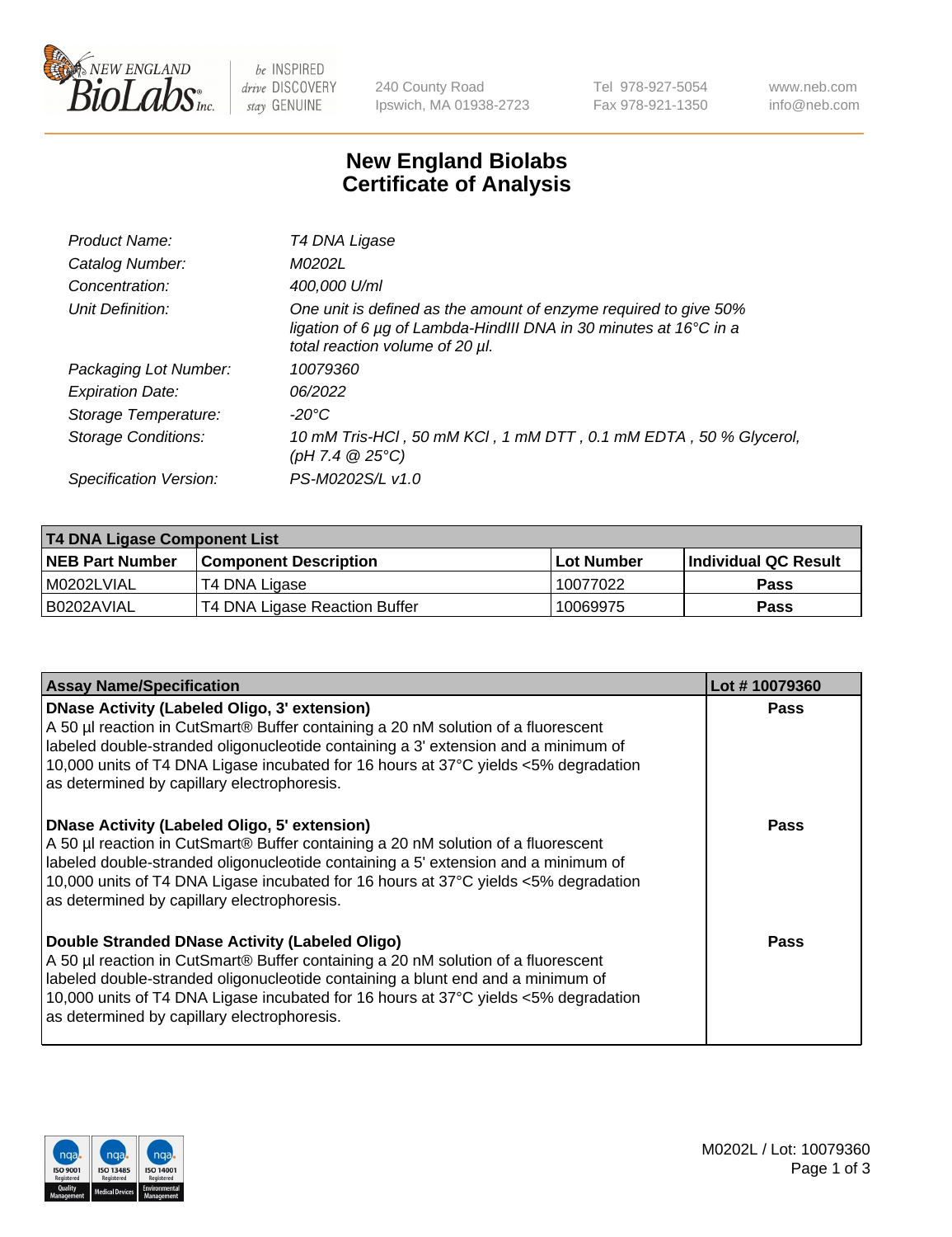# New England Biolabs Certificate of Analysis

| | |
|---|---|
| Product Name: | *T4 DNA Ligase* |
| Catalog Number: | *M0202L* |
| Concentration: | *400,000 U/ml* |
| Unit Definition: | *One unit is defined as the amount of enzyme required to give 50% ligation of 6 µg of Lambda-HindIII DNA in 30 minutes at 16°C in a total reaction volume of 20 µl.* |
| Packaging Lot Number: | *10079360* |
| Expiration Date: | *06/2022* |
| Storage Temperature: | *-20°C* |
| Storage Conditions: | *10 mM Tris-HCl , 50 mM KCl , 1 mM DTT , 0.1 mM EDTA , 50 % Glycerol, (pH 7.4 @ 25°C)* |
| Specification Version: | *PS-M0202S/L v1.0* |

| T4 DNA Ligase Component List | | | |
|---|---|---|---|
| **NEB Part Number** | **Component Description** | **Lot Number** | **Individual QC Result** |
| M0202LVIAL | T4 DNA Ligase | 10077022 | Pass |
| B0202AVIAL | T4 DNA Ligase Reaction Buffer | 10069975 | Pass |

| Assay Name/Specification | Lot # 10079360 |
|---|---|
| **DNase Activity (Labeled Oligo, 3' extension)** A 50 µl reaction in CutSmart® Buffer containing a 20 nM solution of a fluorescent labeled double-stranded oligonucleotide containing a 3' extension and a minimum of 10,000 units of T4 DNA Ligase incubated for 16 hours at 37°C yields <5% degradation as determined by capillary electrophoresis. | Pass |
| **DNase Activity (Labeled Oligo, 5' extension)** A 50 µl reaction in CutSmart® Buffer containing a 20 nM solution of a fluorescent labeled double-stranded oligonucleotide containing a 5' extension and a minimum of 10,000 units of T4 DNA Ligase incubated for 16 hours at 37°C yields <5% degradation as determined by capillary electrophoresis. | Pass |
| **Double Stranded DNase Activity (Labeled Oligo)** A 50 µl reaction in CutSmart® Buffer containing a 20 nM solution of a fluorescent labeled double-stranded oligonucleotide containing a blunt end and a minimum of 10,000 units of T4 DNA Ligase incubated for 16 hours at 37°C yields <5% degradation as determined by capillary electrophoresis. | Pass |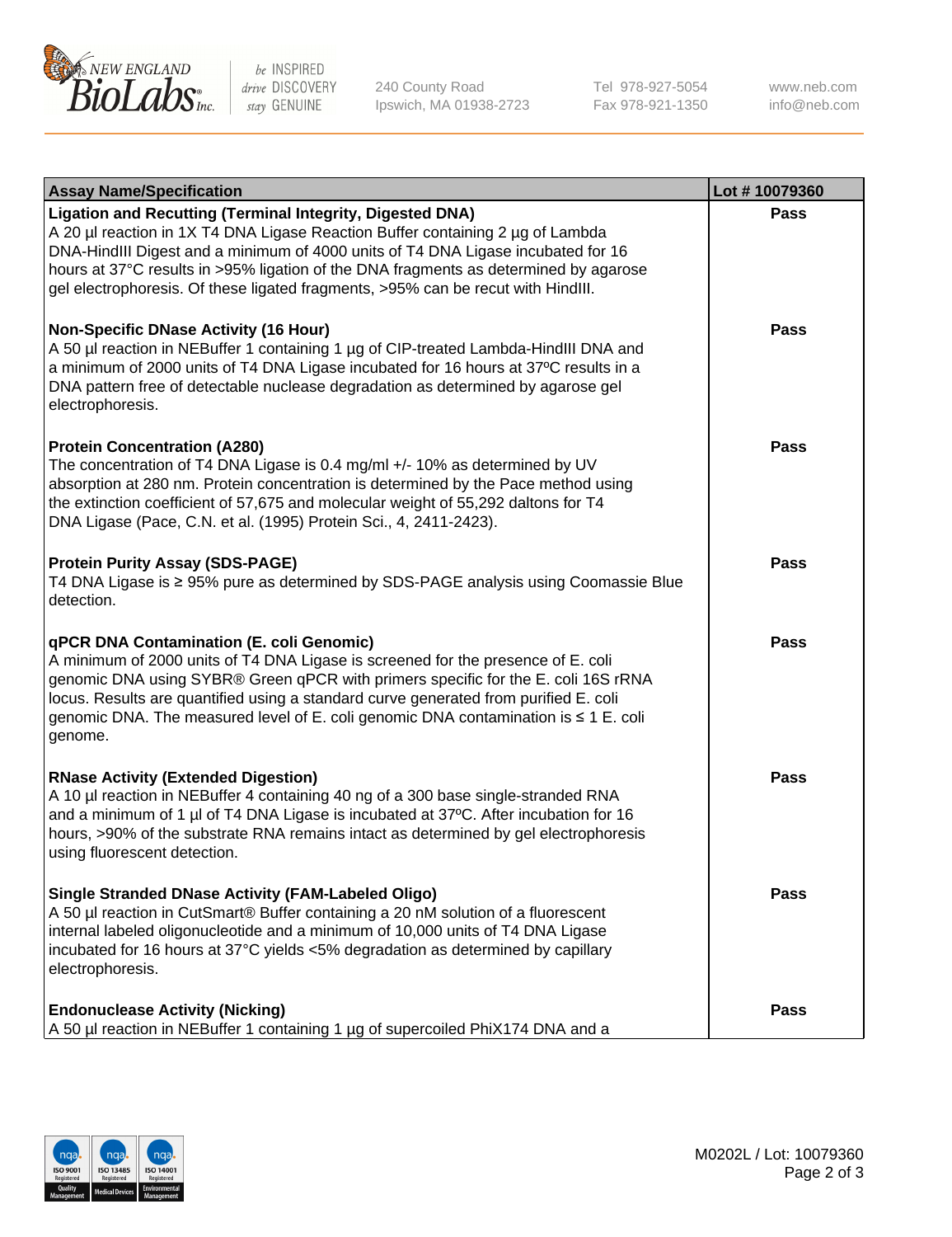| Assay Name/Specification | Lot # 10079360 |
| --- | --- |
| **Ligation and Recutting (Terminal Integrity, Digested DNA)**<br>A 20 µl reaction in 1X T4 DNA Ligase Reaction Buffer containing 2 µg of Lambda DNA-HindIII Digest and a minimum of 4000 units of T4 DNA Ligase incubated for 16 hours at 37°C results in >95% ligation of the DNA fragments as determined by agarose gel electrophoresis. Of these ligated fragments, >95% can be recut with HindIII. | Pass |
| **Non-Specific DNase Activity (16 Hour)**<br>A 50 µl reaction in NEBuffer 1 containing 1 µg of CIP-treated Lambda-HindIII DNA and a minimum of 2000 units of T4 DNA Ligase incubated for 16 hours at 37ºC results in a DNA pattern free of detectable nuclease degradation as determined by agarose gel electrophoresis. | Pass |
| **Protein Concentration (A280)**<br>The concentration of T4 DNA Ligase is 0.4 mg/ml +/- 10% as determined by UV absorption at 280 nm. Protein concentration is determined by the Pace method using the extinction coefficient of 57,675 and molecular weight of 55,292 daltons for T4 DNA Ligase (Pace, C.N. et al. (1995) Protein Sci., 4, 2411-2423). | Pass |
| **Protein Purity Assay (SDS-PAGE)**<br>T4 DNA Ligase is ≥ 95% pure as determined by SDS-PAGE analysis using Coomassie Blue detection. | Pass |
| **qPCR DNA Contamination (E. coli Genomic)**<br>A minimum of 2000 units of T4 DNA Ligase is screened for the presence of E. coli genomic DNA using SYBR® Green qPCR with primers specific for the E. coli 16S rRNA locus. Results are quantified using a standard curve generated from purified E. coli genomic DNA. The measured level of E. coli genomic DNA contamination is ≤ 1 E. coli genome. | Pass |
| **RNase Activity (Extended Digestion)**<br>A 10 µl reaction in NEBuffer 4 containing 40 ng of a 300 base single-stranded RNA and a minimum of 1 µl of T4 DNA Ligase is incubated at 37ºC. After incubation for 16 hours, >90% of the substrate RNA remains intact as determined by gel electrophoresis using fluorescent detection. | Pass |
| **Single Stranded DNase Activity (FAM-Labeled Oligo)**<br>A 50 µl reaction in CutSmart® Buffer containing a 20 nM solution of a fluorescent internal labeled oligonucleotide and a minimum of 10,000 units of T4 DNA Ligase incubated for 16 hours at 37°C yields <5% degradation as determined by capillary electrophoresis. | Pass |
| **Endonuclease Activity (Nicking)**<br>A 50 µl reaction in NEBuffer 1 containing 1 µg of supercoiled PhiX174 DNA and a | Pass |

M0202L / Lot: 10079360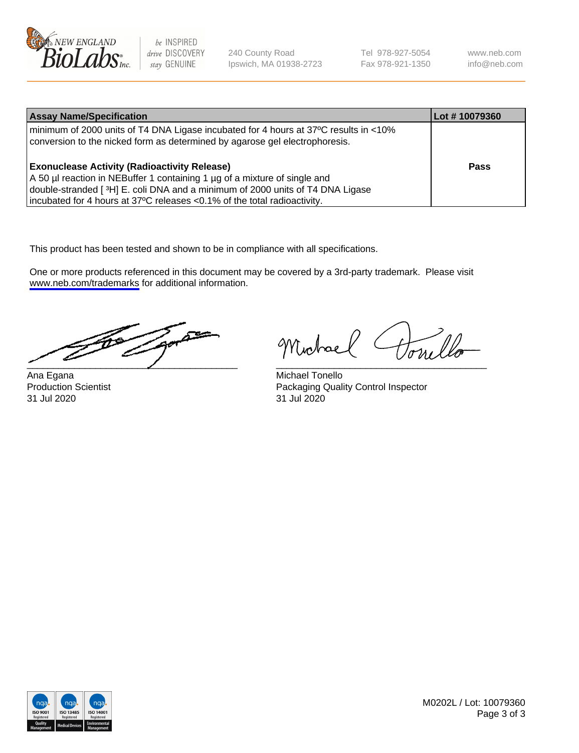| Assay Name/Specification | Lot # 10079360 |
| --- | --- |
| minimum of 2000 units of T4 DNA Ligase incubated for 4 hours at 37ºC results in <10% conversion to the nicked form as determined by agarose gel electrophoresis. | |
| **Exonuclease Activity (Radioactivity Release)**<br>A 50 µl reaction in NEBuffer 1 containing 1 µg of a mixture of single and double-stranded [ $^{3}$H] E. coli DNA and a minimum of 2000 units of T4 DNA Ligase incubated for 4 hours at 37ºC releases <0.1% of the total radioactivity. | **Pass** |

This product has been tested and shown to be in compliance with all specifications.

One or more products referenced in this document may be covered by a 3rd-party trademark. Please visit www.neb.com/trademarks for additional information.

Ana Egana
Production Scientist
31 Jul 2020

Michael Tonello
Packaging Quality Control Inspector
31 Jul 2020

M0202L / Lot: 10079360